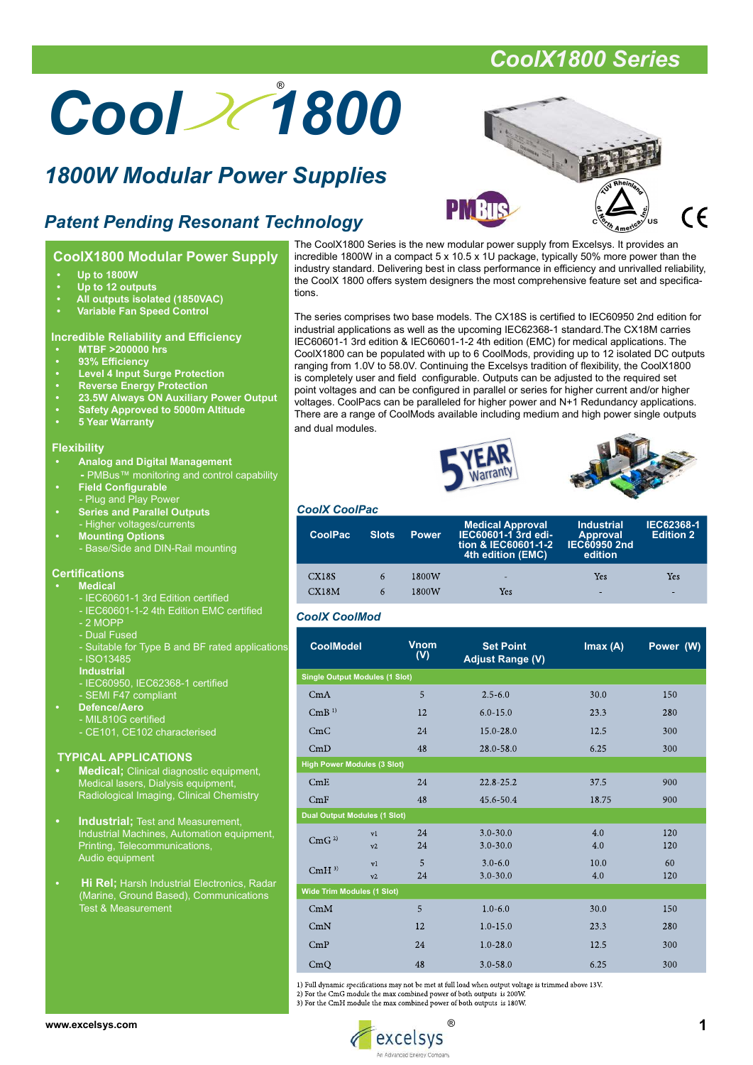# CoolX1800 Series

# CoolX®1800

## 1800W Modular Power Supplies

### Patent Pending Resonant Technology

## CoolX1800 Modular Power Supply

- Up to 1800W
- Up to 12 outputs
- All outputs isolated (1850VAC)
- Variable Fan Speed Control

### Incredible Reliability and Efficiency

- MTBF >200000 hrs
- 93% Efficiency
- Level 4 Input Surge Protection
- Reverse Energy Protection
- 23.5W Always ON Auxiliary Power Output
- Safety Approved to 5000m Altitude
- 5 Year Warranty

### Flexibility

- **Analog and Digital Management**
  - PMBus™ monitoring and control capability
- **Field Configurable**
  - Plug and Play Power
- **Series and Parallel Outputs**
  - Higher voltages/currents
- **Mounting Options**
  - Base/Side and DIN-Rail mounting

### Certifications

- **Medical**
  - IEC60601-1 3rd Edition certified
  - IEC60601-1-2 4th Edition EMC certified
  - 2 MOPP
  - Dual Fused
  - Suitable for Type B and BF rated applications
  - ISO13485

  **Industrial**
  - IEC60950, IEC62368-1 certified
  - SEMI F47 compliant
- **Defence/Aero**
  - MIL810G certified
  - CE101, CE102 characterised

### TYPICAL APPLICATIONS

- **Medical;** Clinical diagnostic equipment, Medical lasers, Dialysis equipment, Radiological Imaging, Clinical Chemistry
- **Industrial;** Test and Measurement, Industrial Machines, Automation equipment, Printing, Telecommunications, Audio equipment
- **Hi Rel;** Harsh Industrial Electronics, Radar (Marine, Ground Based), Communications Test & Measurement

The CoolX1800 Series is the new modular power supply from Excelsys. It provides an incredible 1800W in a compact 5 x 10.5 x 1U package, typically 50% more power than the industry standard. Delivering best in class performance in efficiency and unrivalled reliability, the CoolX 1800 offers system designers the most comprehensive feature set and specifications.

The series comprises two base models. The CX18S is certified to IEC60950 2nd edition for industrial applications as well as the upcoming IEC62368-1 standard.The CX18M carries IEC60601-1 3rd edition & IEC60601-1-2 4th edition (EMC) for medical applications. The CoolX1800 can be populated with up to 6 CoolMods, providing up to 12 isolated DC outputs ranging from 1.0V to 58.0V. Continuing the Excelsys tradition of flexibility, the CoolX1800 is completely user and field configurable. Outputs can be adjusted to the required set point voltages and can be configured in parallel or series for higher current and/or higher voltages. CoolPacs can be paralleled for higher power and N+1 Redundancy applications. There are a range of CoolMods available including medium and high power single outputs and dual modules.

### CoolX CoolPac

| CoolPac | Slots | Power | Medical Approval IEC60601-1 3rd edition & IEC60601-1-2 4th edition (EMC) | Industrial Approval IEC60950 2nd edition | IEC62368-1 Edition 2 |
|---|---|---|---|---|---|
| CX18S | 6 | 1800W | - | Yes | Yes |
| CX18M | 6 | 1800W | Yes | - | - |

### CoolX CoolMod

| CoolModel | | Vnom (V) | Set Point Adjust Range (V) | Imax (A) | Power (W) |
|---|---|---|---|---|---|
| **Single Output Modules (1 Slot)** | | | | | |
| CmA | | 5 | 2.5-6.0 | 30.0 | 150 |
| CmB [1] | | 12 | 6.0-15.0 | 23.3 | 280 |
| CmC | | 24 | 15.0-28.0 | 12.5 | 300 |
| CmD | | 48 | 28.0-58.0 | 6.25 | 300 |
| **High Power Modules (3 Slot)** | | | | | |
| CmE | | 24 | 22.8-25.2 | 37.5 | 900 |
| CmF | | 48 | 45.6-50.4 | 18.75 | 900 |
| **Dual Output Modules (1 Slot)** | | | | | |
| CmG [2] | v1 | 24 | 3.0-30.0 | 4.0 | 120 |
| | v2 | 24 | 3.0-30.0 | 4.0 | 120 |
| CmH [3] | v1 | 5 | 3.0-6.0 | 10.0 | 60 |
| | v2 | 24 | 3.0-30.0 | 4.0 | 120 |
| **Wide Trim Modules (1 Slot)** | | | | | |
| CmM | | 5 | 1.0-6.0 | 30.0 | 150 |
| CmN | | 12 | 1.0-15.0 | 23.3 | 280 |
| CmP | | 24 | 1.0-28.0 | 12.5 | 300 |
| CmQ | | 48 | 3.0-58.0 | 6.25 | 300 |

1) Full dynamic specifications may not be met at full load when output voltage is trimmed above 13V.
2) For the CmG module the max combined power of both outputs is 200W.
3) For the CmH module the max combined power of both outputs is 180W.

www.excelsys.com

excelsys® An Advanced Energy Company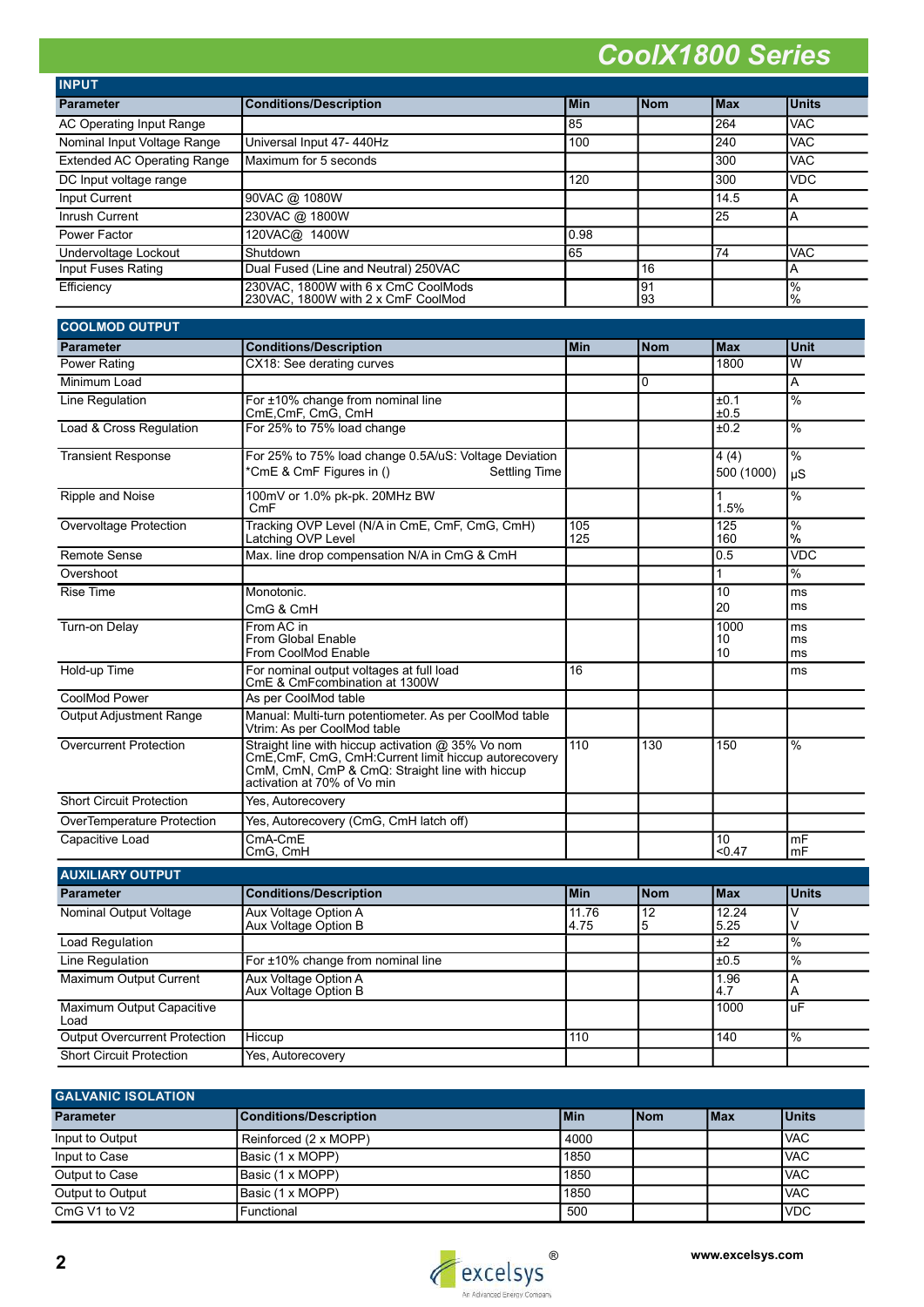# CoolX1800 Series

## INPUT

| Parameter | Conditions/Description | Min | Nom | Max | Units |
|---|---|---|---|---|---|
| AC Operating Input Range | | 85 | | 264 | VAC |
| Nominal Input Voltage Range | Universal Input 47- 440Hz | 100 | | 240 | VAC |
| Extended AC Operating Range | Maximum for 5 seconds | | | 300 | VAC |
| DC Input voltage range | | 120 | | 300 | VDC |
| Input Current | 90VAC @ 1080W | | | 14.5 | A |
| Inrush Current | 230VAC @ 1800W | | | 25 | A |
| Power Factor | 120VAC@ 1400W | 0.98 | | | |
| Undervoltage Lockout | Shutdown | 65 | | 74 | VAC |
| Input Fuses Rating | Dual Fused (Line and Neutral) 250VAC | | 16 | | A |
| Efficiency | 230VAC, 1800W with 6 x CmC CoolMods<br>230VAC, 1800W with 2 x CmF CoolMod | | 91<br>93 | | %<br>% |

## COOLMOD OUTPUT

| Parameter | Conditions/Description | Min | Nom | Max | Unit |
|---|---|---|---|---|---|
| Power Rating | CX18: See derating curves | | | 1800 | W |
| Minimum Load | | | 0 | | A |
| Line Regulation | For ±10% change from nominal line<br>CmE,CmF, CmG, CmH | | | ±0.1<br>±0.5 | % |
| Load & Cross Regulation | For 25% to 75% load change | | | ±0.2 | % |
| Transient Response | For 25% to 75% load change 0.5A/uS: Voltage Deviation<br>*CmE & CmF Figures in () Settling Time | | | 4 (4)<br>500 (1000) | %<br>μS |
| Ripple and Noise | 100mV or 1.0% pk-pk. 20MHz BW<br>CmF | | | 1<br>1.5% | % |
| Overvoltage Protection | Tracking OVP Level (N/A in CmE, CmF, CmG, CmH)<br>Latching OVP Level | 105<br>125 | | 125<br>160 | %<br>% |
| Remote Sense | Max. line drop compensation N/A in CmG & CmH | | | 0.5 | VDC |
| Overshoot | | | | 1 | % |
| Rise Time | Monotonic.<br>CmG & CmH | | | 10<br>20 | ms<br>ms |
| Turn-on Delay | From AC in<br>From Global Enable<br>From CoolMod Enable | | | 1000<br>10<br>10 | ms<br>ms<br>ms |
| Hold-up Time | For nominal output voltages at full load<br>CmE & CmFcombination at 1300W | 16 | | | ms |
| CoolMod Power | As per CoolMod table | | | | |
| Output Adjustment Range | Manual: Multi-turn potentiometer. As per CoolMod table<br>Vtrim: As per CoolMod table | | | | |
| Overcurrent Protection | Straight line with hiccup activation @ 35% Vo nom<br>CmE,CmF, CmG, CmH:Current limit hiccup autorecovery<br>CmM, CmN, CmP & CmQ: Straight line with hiccup activation at 70% of Vo min | 110 | 130 | 150 | % |
| Short Circuit Protection | Yes, Autorecovery | | | | |
| OverTemperature Protection | Yes, Autorecovery (CmG, CmH latch off) | | | | |
| Capacitive Load | CmA-CmE<br>CmG, CmH | | | 10<br><0.47 | mF<br>mF |

## AUXILIARY OUTPUT

| Parameter | Conditions/Description | Min | Nom | Max | Units |
|---|---|---|---|---|---|
| Nominal Output Voltage | Aux Voltage Option A<br>Aux Voltage Option B | 11.76<br>4.75 | 12<br>5 | 12.24<br>5.25 | V<br>V |
| Load Regulation | | | | ±2 | % |
| Line Regulation | For ±10% change from nominal line | | | ±0.5 | % |
| Maximum Output Current | Aux Voltage Option A<br>Aux Voltage Option B | | | 1.96<br>4.7 | A<br>A |
| Maximum Output Capacitive Load | | | | 1000 | uF |
| Output Overcurrent Protection | Hiccup | 110 | | 140 | % |
| Short Circuit Protection | Yes, Autorecovery | | | | |

## GALVANIC ISOLATION

| Parameter | Conditions/Description | Min | Nom | Max | Units |
|---|---|---|---|---|---|
| Input to Output | Reinforced (2 x MOPP) | 4000 | | | VAC |
| Input to Case | Basic (1 x MOPP) | 1850 | | | VAC |
| Output to Case | Basic (1 x MOPP) | 1850 | | | VAC |
| Output to Output | Basic (1 x MOPP) | 1850 | | | VAC |
| CmG V1 to V2 | Functional | 500 | | | VDC |

excelsys®
An Advanced Energy Company

www.excelsys.com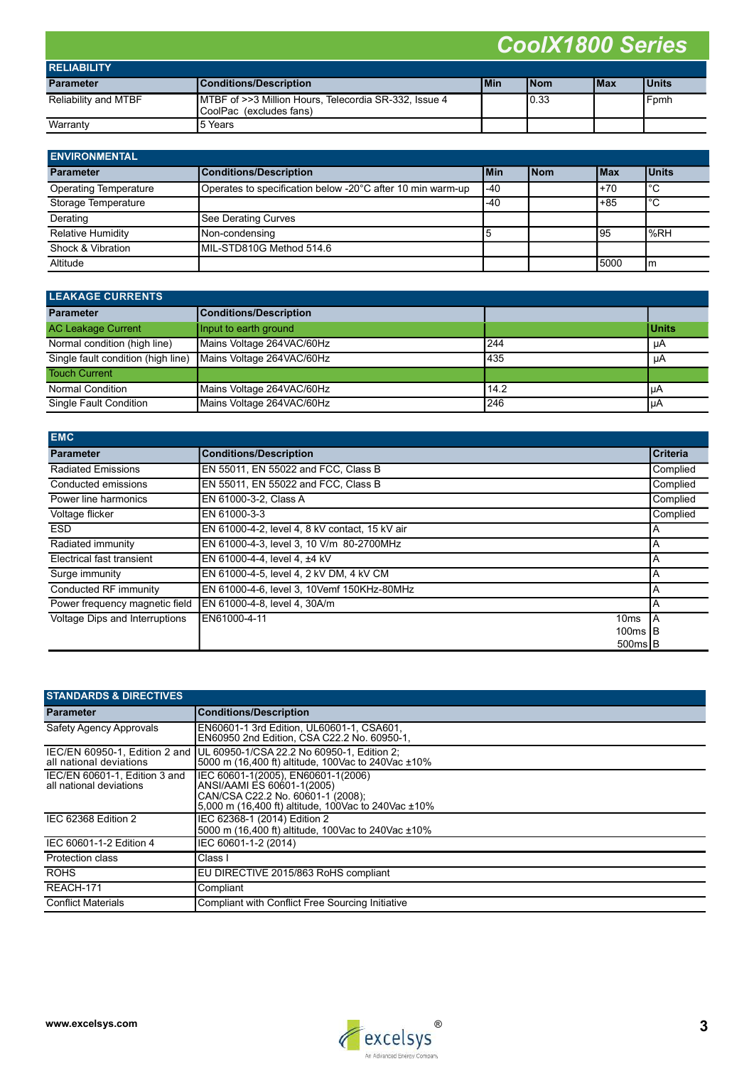# CoolX1800 Series

## RELIABILITY

| Parameter | Conditions/Description | Min | Nom | Max | Units |
|---|---|---|---|---|---|
| Reliability and MTBF | MTBF of >>3 Million Hours, Telecordia SR-332, Issue 4 CoolPac (excludes fans) | | 0.33 | | Fpmh |
| Warranty | 5 Years | | | | |

## ENVIRONMENTAL

| Parameter | Conditions/Description | Min | Nom | Max | Units |
|---|---|---|---|---|---|
| Operating Temperature | Operates to specification below -20°C after 10 min warm-up | -40 | | +70 | °C |
| Storage Temperature | | -40 | | +85 | °C |
| Derating | See Derating Curves | | | | |
| Relative Humidity | Non-condensing | 5 | | 95 | %RH |
| Shock & Vibration | MIL-STD810G Method 514.6 | | | | |
| Altitude | | | | 5000 | m |

## LEAKAGE CURRENTS

| Parameter | Conditions/Description | | |
|---|---|---|---|
| AC Leakage Current | Input to earth ground | | Units |
| Normal condition (high line) | Mains Voltage 264VAC/60Hz | 244 | µA |
| Single fault condition (high line) | Mains Voltage 264VAC/60Hz | 435 | µA |
| Touch Current | | | |
| Normal Condition | Mains Voltage 264VAC/60Hz | 14.2 | µA |
| Single Fault Condition | Mains Voltage 264VAC/60Hz | 246 | µA |

## EMC

| Parameter | Conditions/Description | Criteria |
|---|---|---|
| Radiated Emissions | EN 55011, EN 55022 and FCC, Class B | Complied |
| Conducted emissions | EN 55011, EN 55022 and FCC, Class B | Complied |
| Power line harmonics | EN 61000-3-2, Class A | Complied |
| Voltage flicker | EN 61000-3-3 | Complied |
| ESD | EN 61000-4-2, level 4, 8 kV contact, 15 kV air | A |
| Radiated immunity | EN 61000-4-3, level 3, 10 V/m 80-2700MHz | A |
| Electrical fast transient | EN 61000-4-4, level 4, ±4 kV | A |
| Surge immunity | EN 61000-4-5, level 4, 2 kV DM, 4 kV CM | A |
| Conducted RF immunity | EN 61000-4-6, level 3, 10Vemf 150KHz-80MHz | A |
| Power frequency magnetic field | EN 61000-4-8, level 4, 30A/m | A |
| Voltage Dips and Interruptions | EN61000-4-11 10ms<br>100ms<br>500ms | A<br>B<br>B |

## STANDARDS & DIRECTIVES

| Parameter | Conditions/Description |
|---|---|
| Safety Agency Approvals | EN60601-1 3rd Edition, UL60601-1, CSA601, EN60950 2nd Edition, CSA C22.2 No. 60950-1, |
| IEC/EN 60950-1, Edition 2 and all national deviations | UL 60950-1/CSA 22.2 No 60950-1, Edition 2; 5000 m (16,400 ft) altitude, 100Vac to 240Vac ±10% |
| IEC/EN 60601-1, Edition 3 and all national deviations | IEC 60601-1(2005), EN60601-1(2006) ANSI/AAMI ES 60601-1(2005) CAN/CSA C22.2 No. 60601-1 (2008); 5,000 m (16,400 ft) altitude, 100Vac to 240Vac ±10% |
| IEC 62368 Edition 2 | IEC 62368-1 (2014) Edition 2 5000 m (16,400 ft) altitude, 100Vac to 240Vac ±10% |
| IEC 60601-1-2 Edition 4 | IEC 60601-1-2 (2014) |
| Protection class | Class I |
| ROHS | EU DIRECTIVE 2015/863 RoHS compliant |
| REACH-171 | Compliant |
| Conflict Materials | Compliant with Conflict Free Sourcing Initiative |

www.excelsys.com

excelsys® An Advanced Energy Company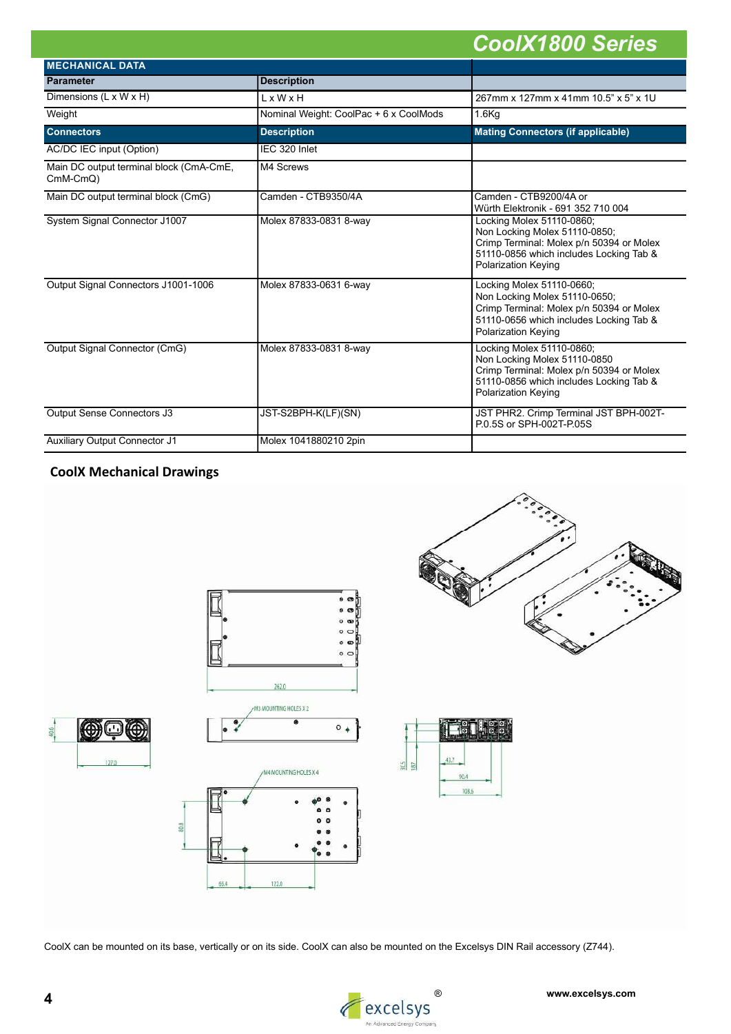## CoolX1800 Series

| MECHANICAL DATA | | |
|---|---|---|
| **Parameter** | **Description** | |
| Dimensions (L x W x H) | L x W x H | 267mm x 127mm x 41mm 10.5" x 5" x 1U |
| Weight | Nominal Weight: CoolPac + 6 x CoolMods | 1.6Kg |
| **Connectors** | **Description** | **Mating Connectors (if applicable)** |
| AC/DC IEC input (Option) | IEC 320 Inlet | |
| Main DC output terminal block (CmA-CmE, CmM-CmQ) | M4 Screws | |
| Main DC output terminal block (CmG) | Camden - CTB9350/4A | Camden - CTB9200/4A or Würth Elektronik - 691 352 710 004 |
| System Signal Connector J1007 | Molex 87833-0831 8-way | Locking Molex 51110-0860; Non Locking Molex 51110-0850; Crimp Terminal: Molex p/n 50394 or Molex 51110-0856 which includes Locking Tab & Polarization Keying |
| Output Signal Connectors J1001-1006 | Molex 87833-0631 6-way | Locking Molex 51110-0660; Non Locking Molex 51110-0650; Crimp Terminal: Molex p/n 50394 or Molex 51110-0656 which includes Locking Tab & Polarization Keying |
| Output Signal Connector (CmG) | Molex 87833-0831 8-way | Locking Molex 51110-0860; Non Locking Molex 51110-0850 Crimp Terminal: Molex p/n 50394 or Molex 51110-0856 which includes Locking Tab & Polarization Keying |
| Output Sense Connectors J3 | JST-S2BPH-K(LF)(SN) | JST PHR2. Crimp Terminal JST BPH-002T-P.0.5S or SPH-002T-P.05S |
| Auxiliary Output Connector J1 | Molex 1041880210 2pin | |

### CoolX Mechanical Drawings

262.0

M3 MOUNTING HOLES X 2

40.6

127.0

M4 MOUNTING HOLES X 4

80.0

65.4

172.0

30.5

18.7

43.7

90.4

108.6

CoolX can be mounted on its base, vertically or on its side. CoolX can also be mounted on the Excelsys DIN Rail accessory (Z744).

www.excelsys.com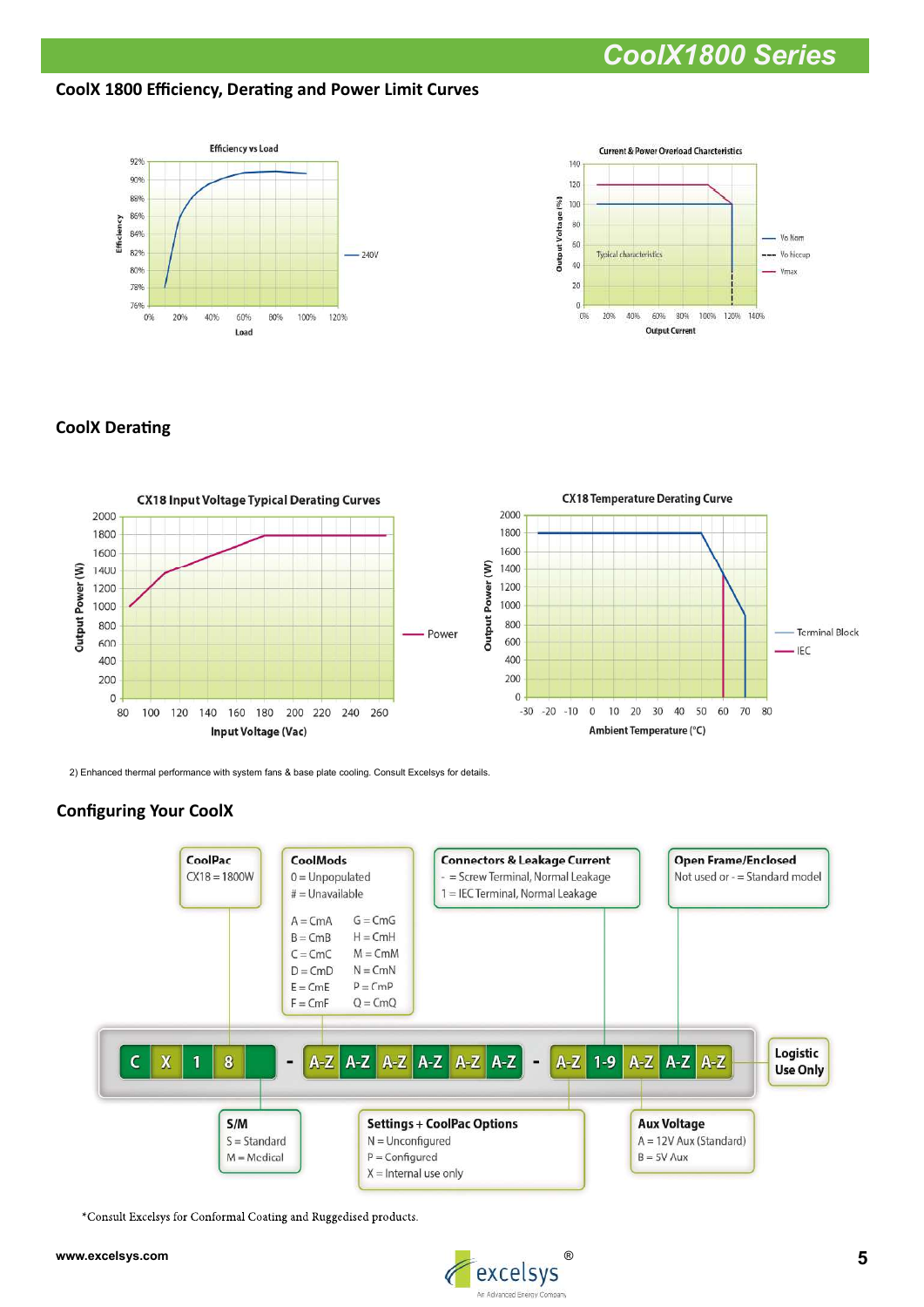## CoolX 1800 Efficiency, Derating and Power Limit Curves

Efficiency vs Load

Current & Power Overload Charcteristics

## CoolX Derating

CX18 Input Voltage Typical Derating Curves

CX18 Temperature Derating Curve

2) Enhanced thermal performance with system fans & base plate cooling. Consult Excelsys for details.

## Configuring Your CoolX

**CoolPac**
CX18 = 1800W

**CoolMods**
0 = Unpopulated
# = Unavailable

A = CmA G = CmG
B = CmB H = CmH
C = CmC M = CmM
D = CmD N = CmN
E = CmE P = CmP
F = CmF Q = CmQ

**Connectors & Leakage Current**
- = Screw Terminal, Normal Leakage
1 = IEC Terminal, Normal Leakage

**Open Frame/Enclosed**
Not used or - = Standard model

C X 1 8 _ - A-Z A-Z A-Z A-Z A-Z A-Z - A-Z 1-9 A-Z A-Z A-Z

**Logistic Use Only**

**S/M**
S = Standard
M = Medical

**Settings + CoolPac Options**
N = Unconfigured
P = Configured
X = Internal use only

**Aux Voltage**
A = 12V Aux (Standard)
B = 5V Aux

*Consult Excelsys for Conformal Coating and Ruggedised products.

www.excelsys.com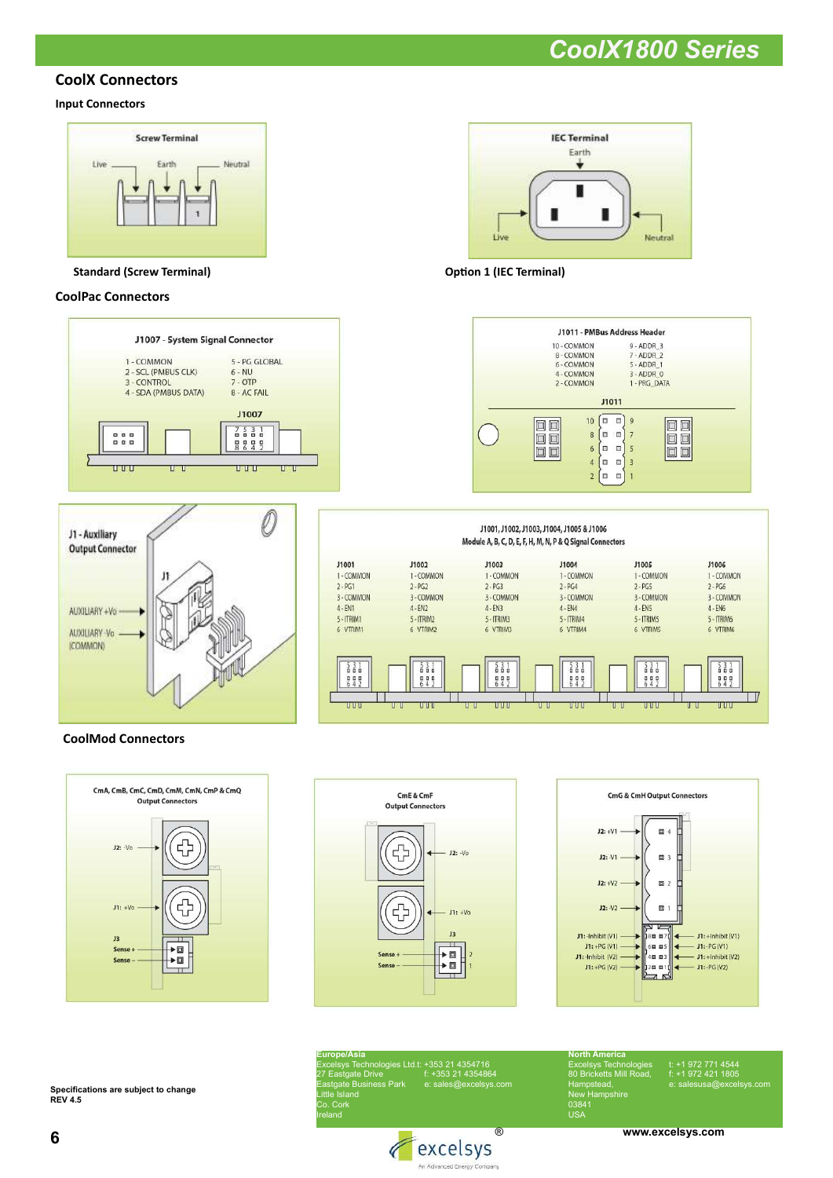## CoolX Connectors

### Input Connectors

Screw Terminal

Live Earth Neutral

1

Standard (Screw Terminal)

IEC Terminal

Earth

Live Neutral

Option 1 (IEC Terminal)

### CoolPac Connectors

J1007 - System Signal Connector

1 - COMMON
2 - SCL (PMBUS CLK)
3 - CONTROL
4 - SDA (PMBUS DATA)
5 - PG GLOBAL
6 - NU
7 - OTP
8 - AC FAIL

J1007

J1011 - PMBus Address Header

10 - COMMON
8 - COMMON
6 - COMMON
4 - COMMON
2 - COMMON
9 - ADDR_3
7 - ADDR_2
5 - ADDR_1
3 - ADDR_0
1 - PRG_DATA

J1011

J1 - Auxiliary Output Connector

J1

AUXILIARY +Vo

AUXILIARY -Vo (COMMON)

J1001, J1002, J1003, J1004, J1005 & J1006
Module A, B, C, D, E, F, H, M, N, P & Q Signal Connectors

| J1001 | J1002 | J1003 | J1004 | J1005 | J1006 |
|---|---|---|---|---|---|
| 1 - COMMON | 1 - COMMON | 1 - COMMON | 1 - COMMON | 1 - COMMON | 1 - COMMON |
| 2 - PG1 | 2 - PG2 | 2 - PG3 | 2 - PG4 | 2 - PG5 | 2 - PG6 |
| 3 - COMMON | 3 - COMMON | 3 - COMMON | 3 - COMMON | 3 - COMMON | 3 - COMMON |
| 4 - EN1 | 4 - EN2 | 4 - EN3 | 4 - EN4 | 4 - EN5 | 4 - EN6 |
| 5 - ITRIM1 | 5 - ITRIM2 | 5 - ITRIM3 | 5 - ITRIM4 | 5 - ITRIM5 | 5 - ITRIM6 |
| 6 VTRIM1 | 6 VTRIM2 | 6 VTRIM3 | 6 VTRIM4 | 6 VTRIM5 | 6 VTRIM6 |

### CoolMod Connectors

CmA, CmB, CmC, CmD, CmM, CmN, CmP & CmQ
Output Connectors

J2: -Vo
J1: +Vo
J3
Sense +
Sense –

CmE & CmF
Output Connectors

J2: -Vo
J1: +Vo
J3
Sense +
Sense –

CmG & CmH Output Connectors

J2: +V1
J2: -V1
J2: +V2
J2: -V2
J1: -Inhibit (V1)
J1: +PG (V1)
J1: -Inhibit (V2)
J1: +PG (V2)
J1: +Inhibit (V1)
J1: -PG (V1)
J1: +Inhibit (V2)
J1: -PG (V2)

Specifications are subject to change
REV 4.5

**Europe/Asia**
Excelsys Technologies Ltd.
27 Eastgate Drive
Eastgate Business Park
Little Island
Co. Cork
Ireland
t: +353 21 4354716
f: +353 21 4354864
e: sales@excelsys.com

**North America**
Excelsys Technologies
80 Bricketts Mill Road,
Hampstead,
New Hampshire
03841
USA
t: +1 972 771 4544
f: +1 972 421 1805
e: salesusa@excelsys.com

www.excelsys.com

excelsys®
An Advanced Energy Company